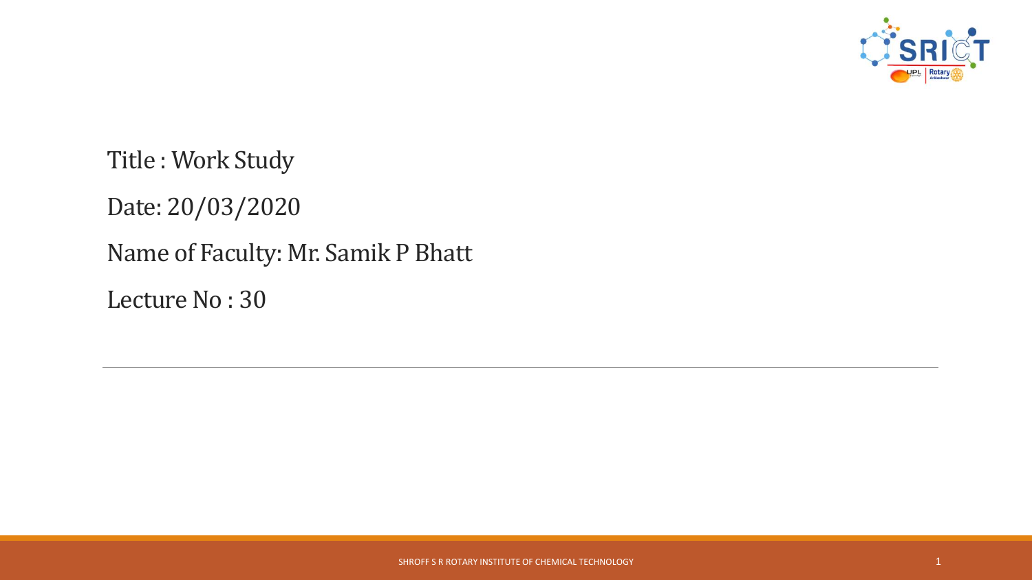Title : Work Study

Date: 20/03/2020

Name of Faculty: Mr. Samik P Bhatt

Lecture No : 30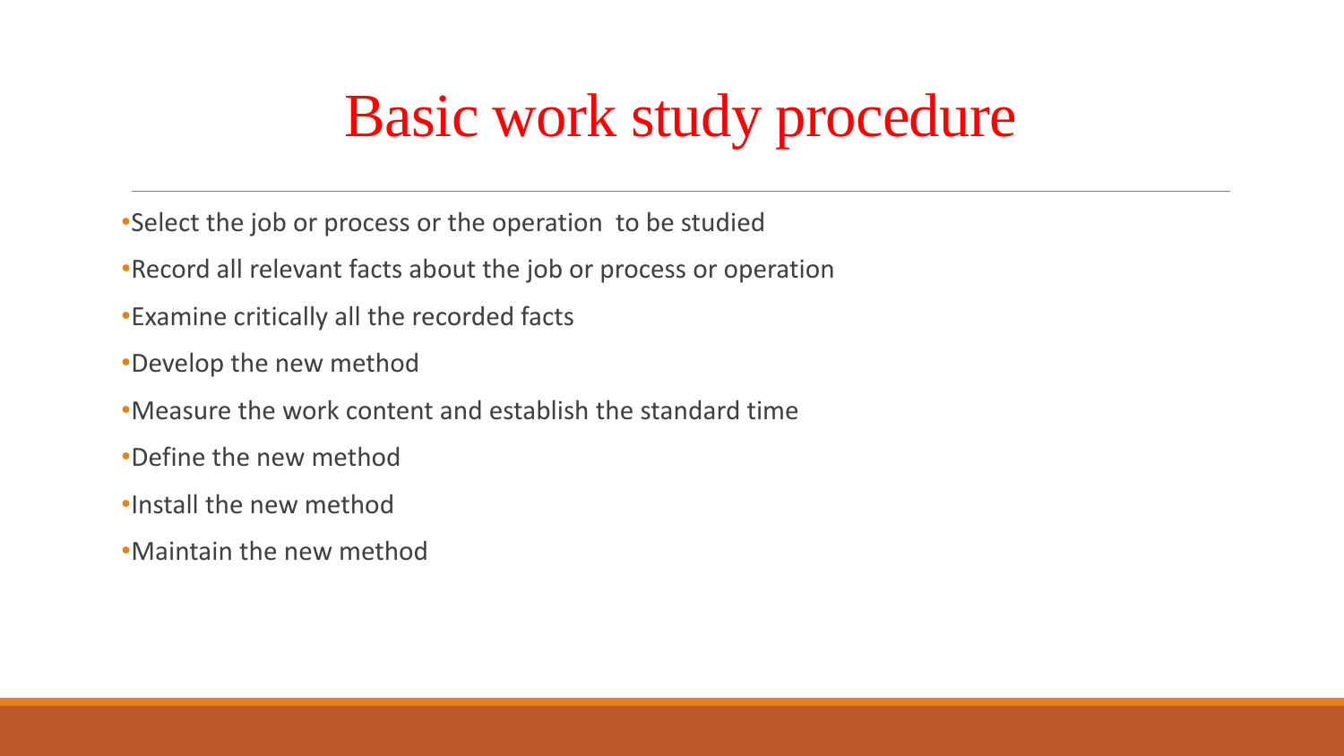# Basic work study procedure

- Select the job or process or the operation  to be studied
- Record all relevant facts about the job or process or operation
- Examine critically all the recorded facts
- Develop the new method
- Measure the work content and establish the standard time
- Define the new method
- Install the new method
- Maintain the new method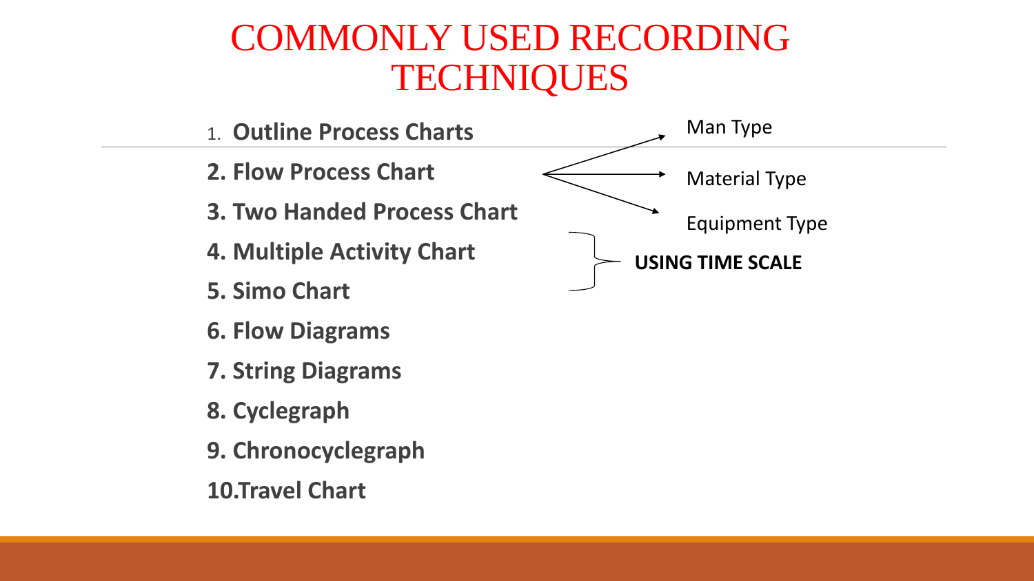# COMMONLY USED RECORDING TECHNIQUES

1. **Outline Process Charts**
2. **Flow Process Chart**
    - Man Type
    - Material Type
    - Equipment Type
3. **Two Handed Process Chart**
4. **Multiple Activity Chart**
5. **Simo Chart**

(Items 4 and 5: **USING TIME SCALE**)

6. **Flow Diagrams**
7. **String Diagrams**
8. **Cyclegraph**
9. **Chronocyclegraph**
10. **Travel Chart**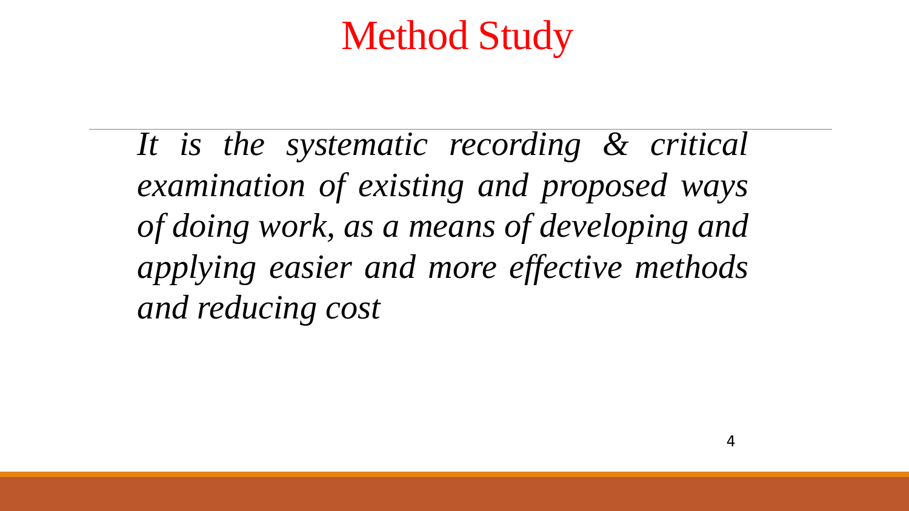# Method Study

*It is the systematic recording & critical examination of existing and proposed ways of doing work, as a means of developing and applying easier and more effective methods and reducing cost*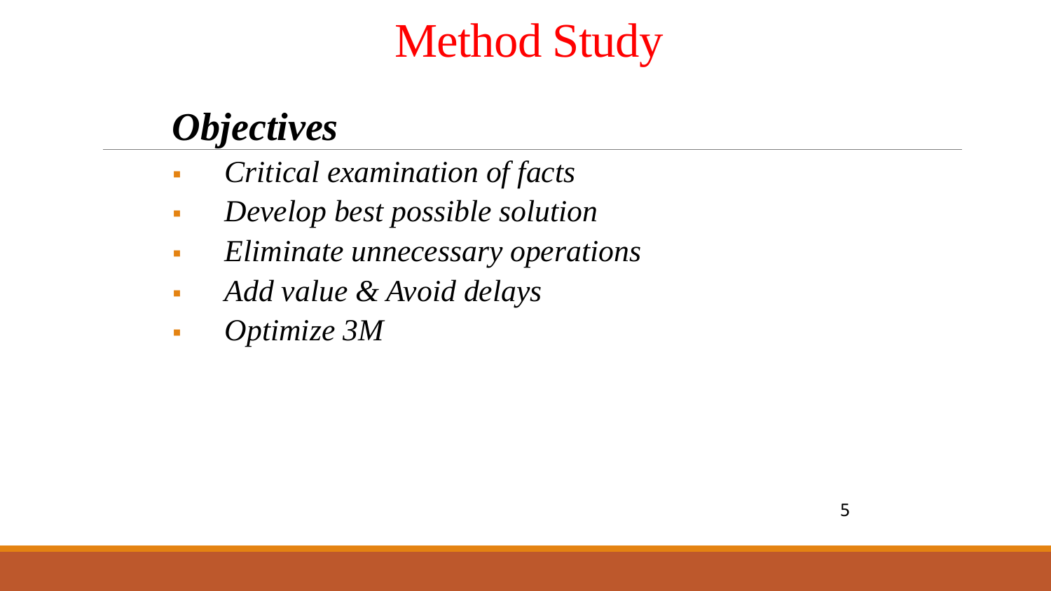# Method Study

## *Objectives*

- *Critical examination of facts*
- *Develop best possible solution*
- *Eliminate unnecessary operations*
- *Add value & Avoid delays*
- *Optimize 3M*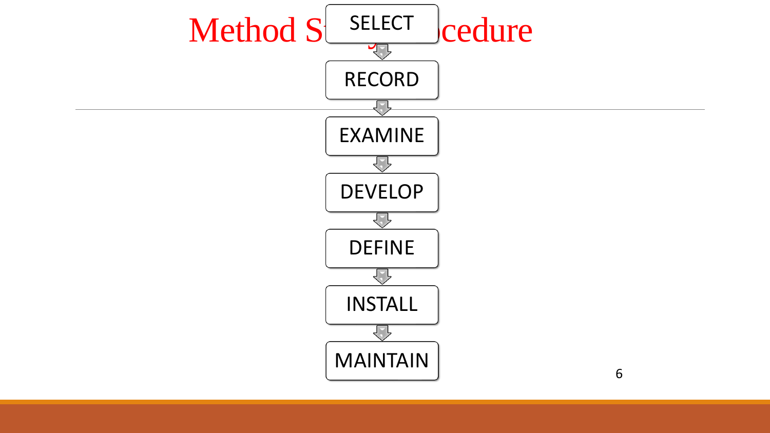# Method Study Procedure

SELECT

RECORD

EXAMINE

DEVELOP

DEFINE

INSTALL

MAINTAIN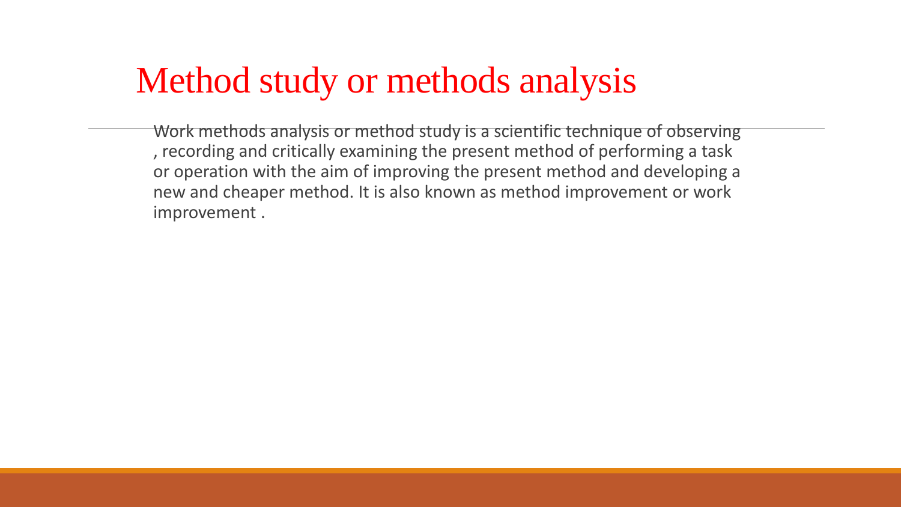# Method study or methods analysis

Work methods analysis or method study is a scientific technique of observing , recording and critically examining the present method of performing a task or operation with the aim of improving the present method and developing a new and cheaper method. It is also known as method improvement or work improvement .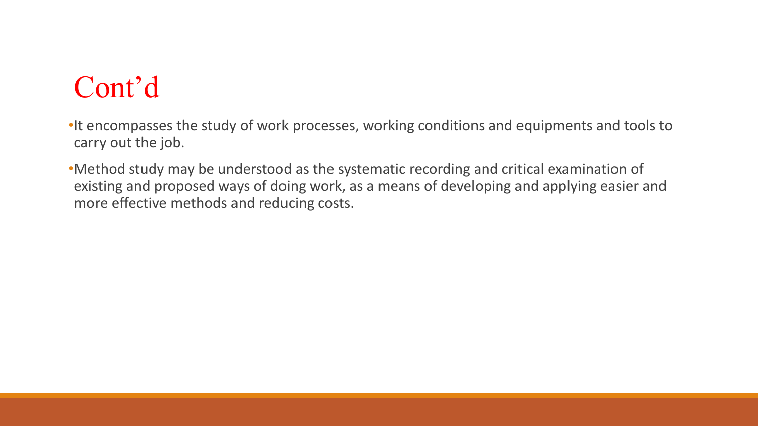# Cont'd

- It encompasses the study of work processes, working conditions and equipments and tools to carry out the job.
- Method study may be understood as the systematic recording and critical examination of existing and proposed ways of doing work, as a means of developing and applying easier and more effective methods and reducing costs.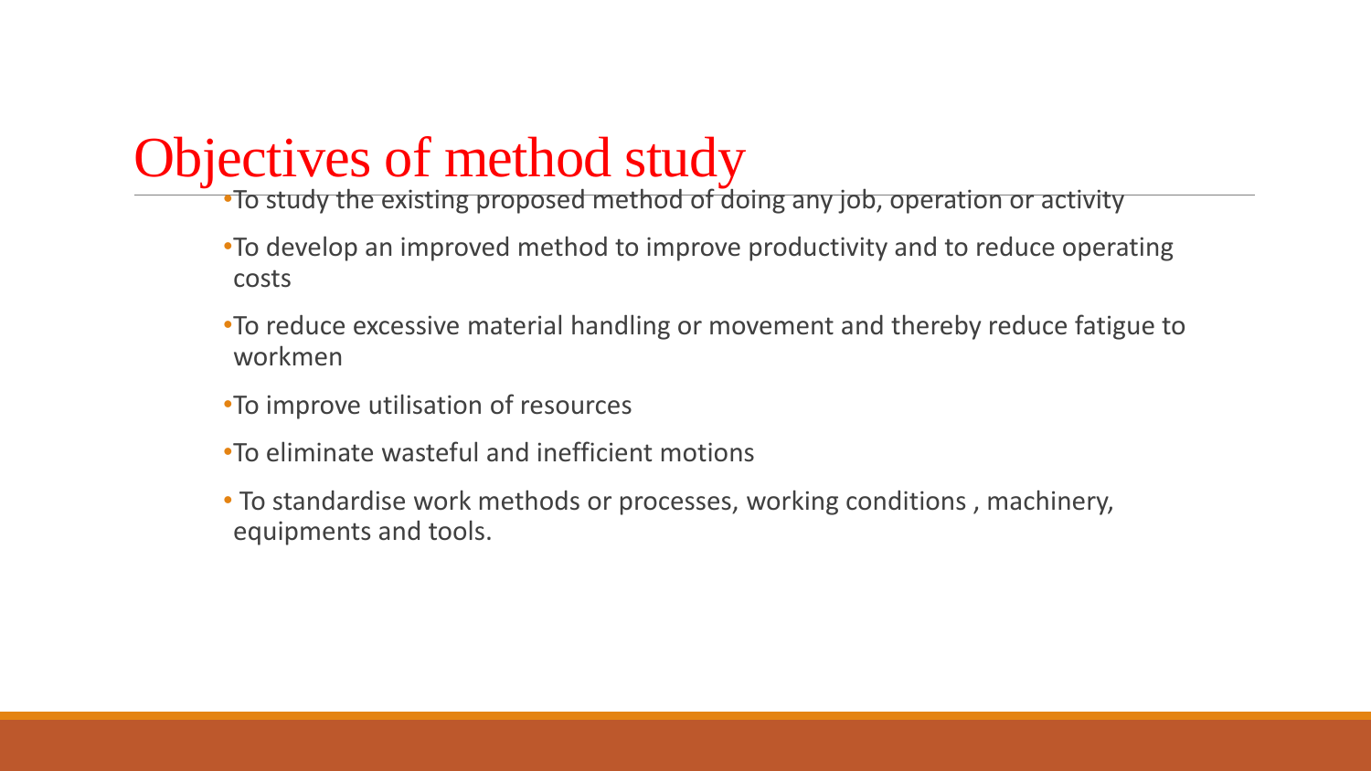# Objectives of method study

- To study the existing proposed method of doing any job, operation or activity
- To develop an improved method to improve productivity and to reduce operating costs
- To reduce excessive material handling or movement and thereby reduce fatigue to workmen
- To improve utilisation of resources
- To eliminate wasteful and inefficient motions
- To standardise work methods or processes, working conditions , machinery, equipments and tools.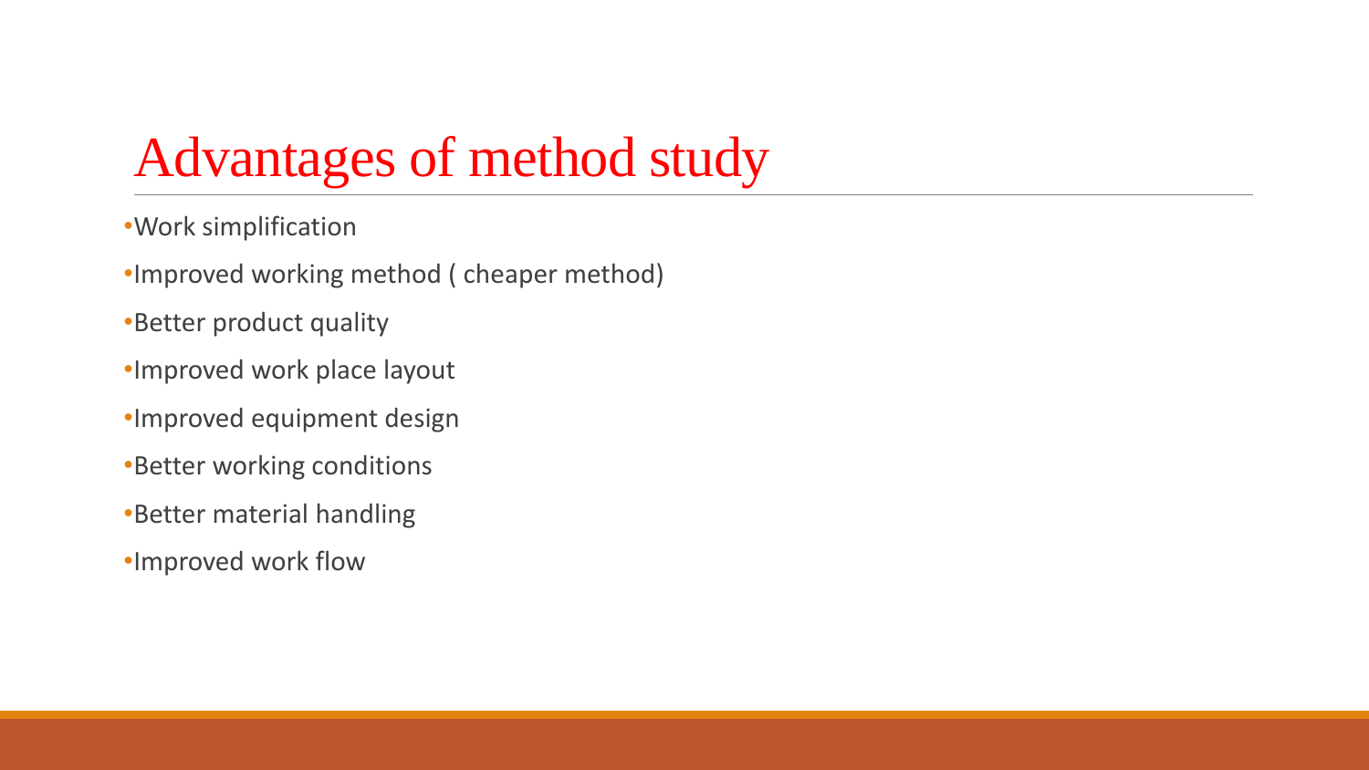# Advantages of method study

- Work simplification
- Improved working method ( cheaper method)
- Better product quality
- Improved work place layout
- Improved equipment design
- Better working conditions
- Better material handling
- Improved work flow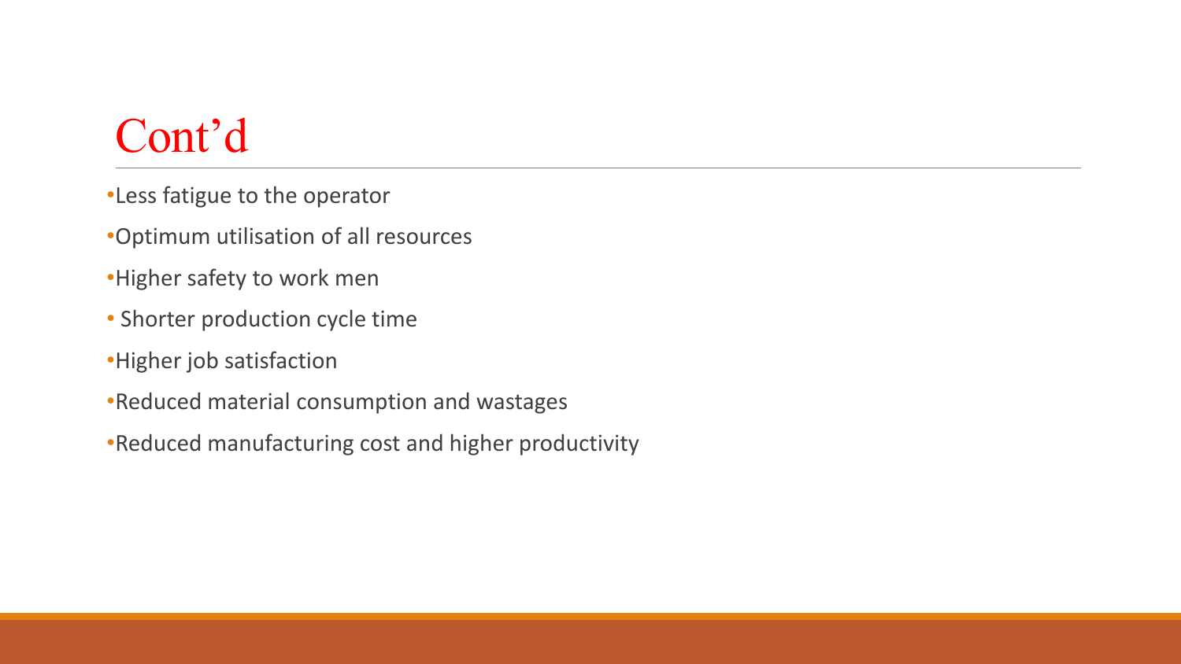# Cont'd

- Less fatigue to the operator
- Optimum utilisation of all resources
- Higher safety to work men
- Shorter production cycle time
- Higher job satisfaction
- Reduced material consumption and wastages
- Reduced manufacturing cost and higher productivity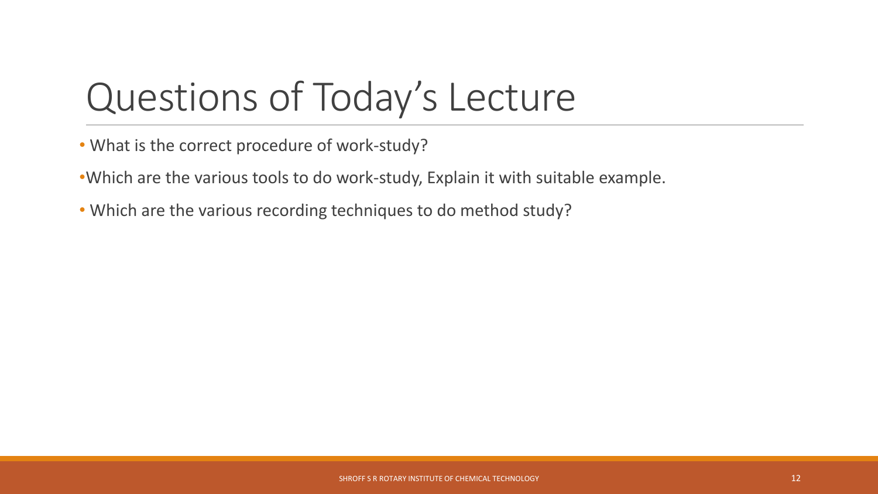# Questions of Today's Lecture

- What is the correct procedure of work-study?
- Which are the various tools to do work-study, Explain it with suitable example.
- Which are the various recording techniques to do method study?